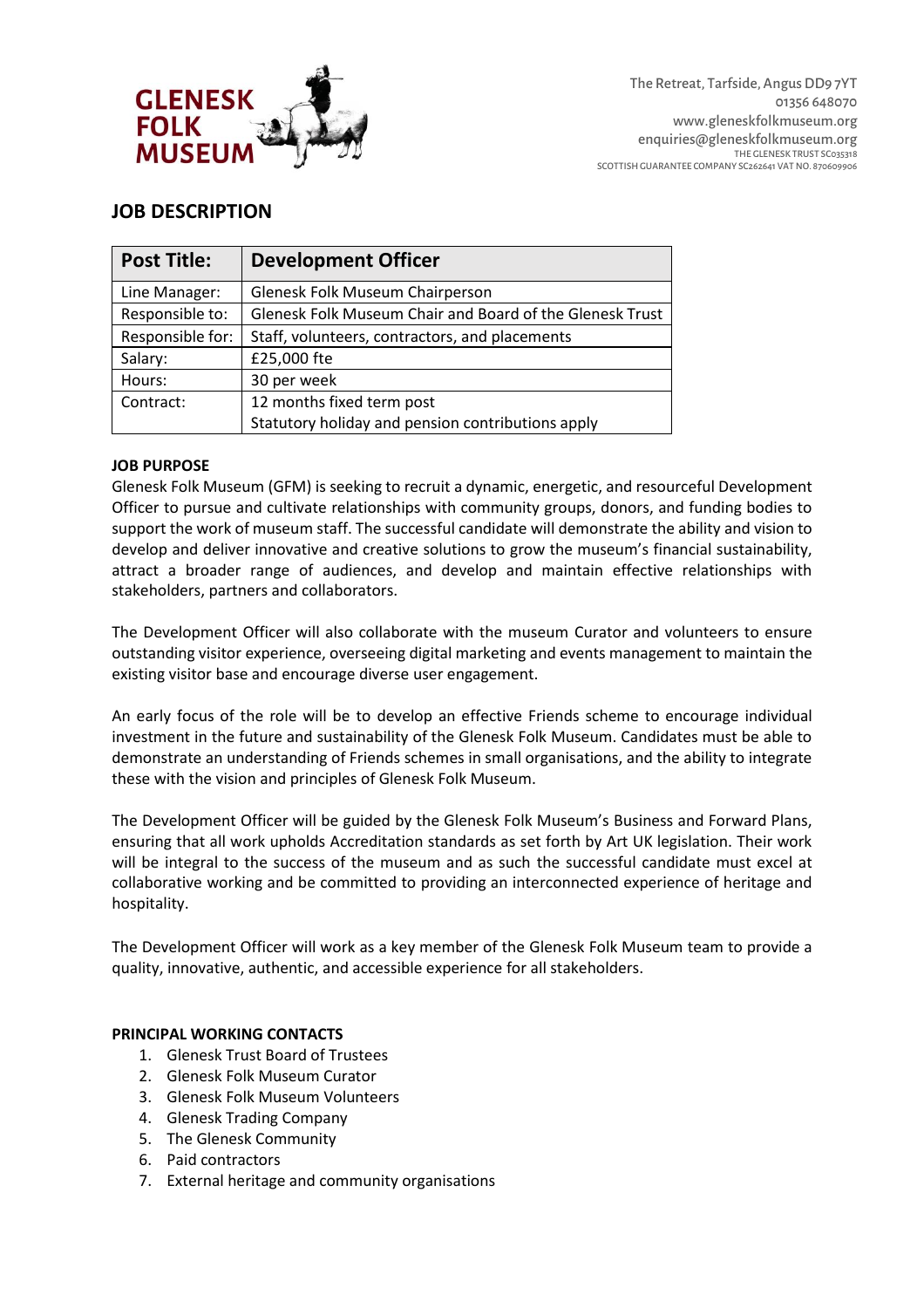GLENESK FOLK MUSEUM

The Retreat, Tarfside, Angus DD9 7YT
01356 648070
www.gleneskfolkmuseum.org
enquiries@gleneskfolkmuseum.org
THE GLENESK TRUST SC035318
SCOTTISH GUARANTEE COMPANY SC262641 VAT NO. 870609906

## JOB DESCRIPTION

| **Post Title:** | **Development Officer** |
|---|---|
| Line Manager: | Glenesk Folk Museum Chairperson |
| Responsible to: | Glenesk Folk Museum Chair and Board of the Glenesk Trust |
| Responsible for: | Staff, volunteers, contractors, and placements |
| Salary: | £25,000 fte |
| Hours: | 30 per week |
| Contract: | 12 months fixed term post<br>Statutory holiday and pension contributions apply |

**JOB PURPOSE**

Glenesk Folk Museum (GFM) is seeking to recruit a dynamic, energetic, and resourceful Development Officer to pursue and cultivate relationships with community groups, donors, and funding bodies to support the work of museum staff. The successful candidate will demonstrate the ability and vision to develop and deliver innovative and creative solutions to grow the museum's financial sustainability, attract a broader range of audiences, and develop and maintain effective relationships with stakeholders, partners and collaborators.

The Development Officer will also collaborate with the museum Curator and volunteers to ensure outstanding visitor experience, overseeing digital marketing and events management to maintain the existing visitor base and encourage diverse user engagement.

An early focus of the role will be to develop an effective Friends scheme to encourage individual investment in the future and sustainability of the Glenesk Folk Museum. Candidates must be able to demonstrate an understanding of Friends schemes in small organisations, and the ability to integrate these with the vision and principles of Glenesk Folk Museum.

The Development Officer will be guided by the Glenesk Folk Museum's Business and Forward Plans, ensuring that all work upholds Accreditation standards as set forth by Art UK legislation. Their work will be integral to the success of the museum and as such the successful candidate must excel at collaborative working and be committed to providing an interconnected experience of heritage and hospitality.

The Development Officer will work as a key member of the Glenesk Folk Museum team to provide a quality, innovative, authentic, and accessible experience for all stakeholders.

**PRINCIPAL WORKING CONTACTS**

1. Glenesk Trust Board of Trustees
2. Glenesk Folk Museum Curator
3. Glenesk Folk Museum Volunteers
4. Glenesk Trading Company
5. The Glenesk Community
6. Paid contractors
7. External heritage and community organisations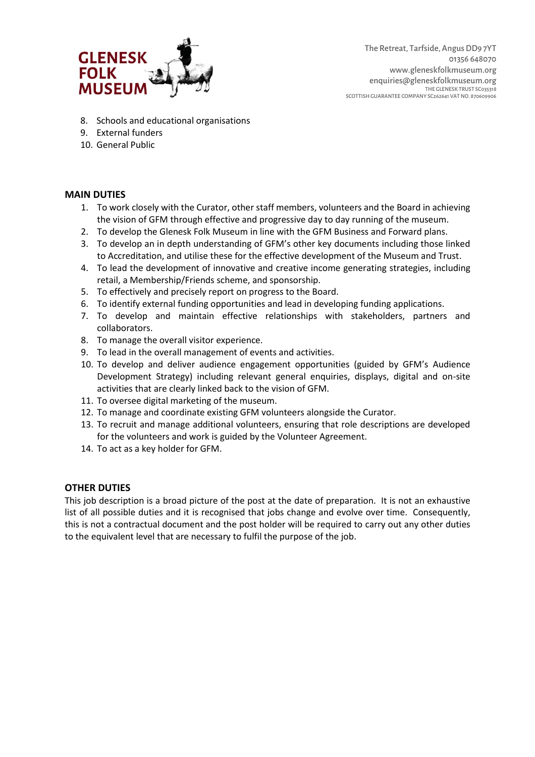8. Schools and educational organisations
9. External funders
10. General Public

## MAIN DUTIES

1. To work closely with the Curator, other staff members, volunteers and the Board in achieving the vision of GFM through effective and progressive day to day running of the museum.
2. To develop the Glenesk Folk Museum in line with the GFM Business and Forward plans.
3. To develop an in depth understanding of GFM's other key documents including those linked to Accreditation, and utilise these for the effective development of the Museum and Trust.
4. To lead the development of innovative and creative income generating strategies, including retail, a Membership/Friends scheme, and sponsorship.
5. To effectively and precisely report on progress to the Board.
6. To identify external funding opportunities and lead in developing funding applications.
7. To develop and maintain effective relationships with stakeholders, partners and collaborators.
8. To manage the overall visitor experience.
9. To lead in the overall management of events and activities.
10. To develop and deliver audience engagement opportunities (guided by GFM's Audience Development Strategy) including relevant general enquiries, displays, digital and on-site activities that are clearly linked back to the vision of GFM.
11. To oversee digital marketing of the museum.
12. To manage and coordinate existing GFM volunteers alongside the Curator.
13. To recruit and manage additional volunteers, ensuring that role descriptions are developed for the volunteers and work is guided by the Volunteer Agreement.
14. To act as a key holder for GFM.

## OTHER DUTIES

This job description is a broad picture of the post at the date of preparation. It is not an exhaustive list of all possible duties and it is recognised that jobs change and evolve over time. Consequently, this is not a contractual document and the post holder will be required to carry out any other duties to the equivalent level that are necessary to fulfil the purpose of the job.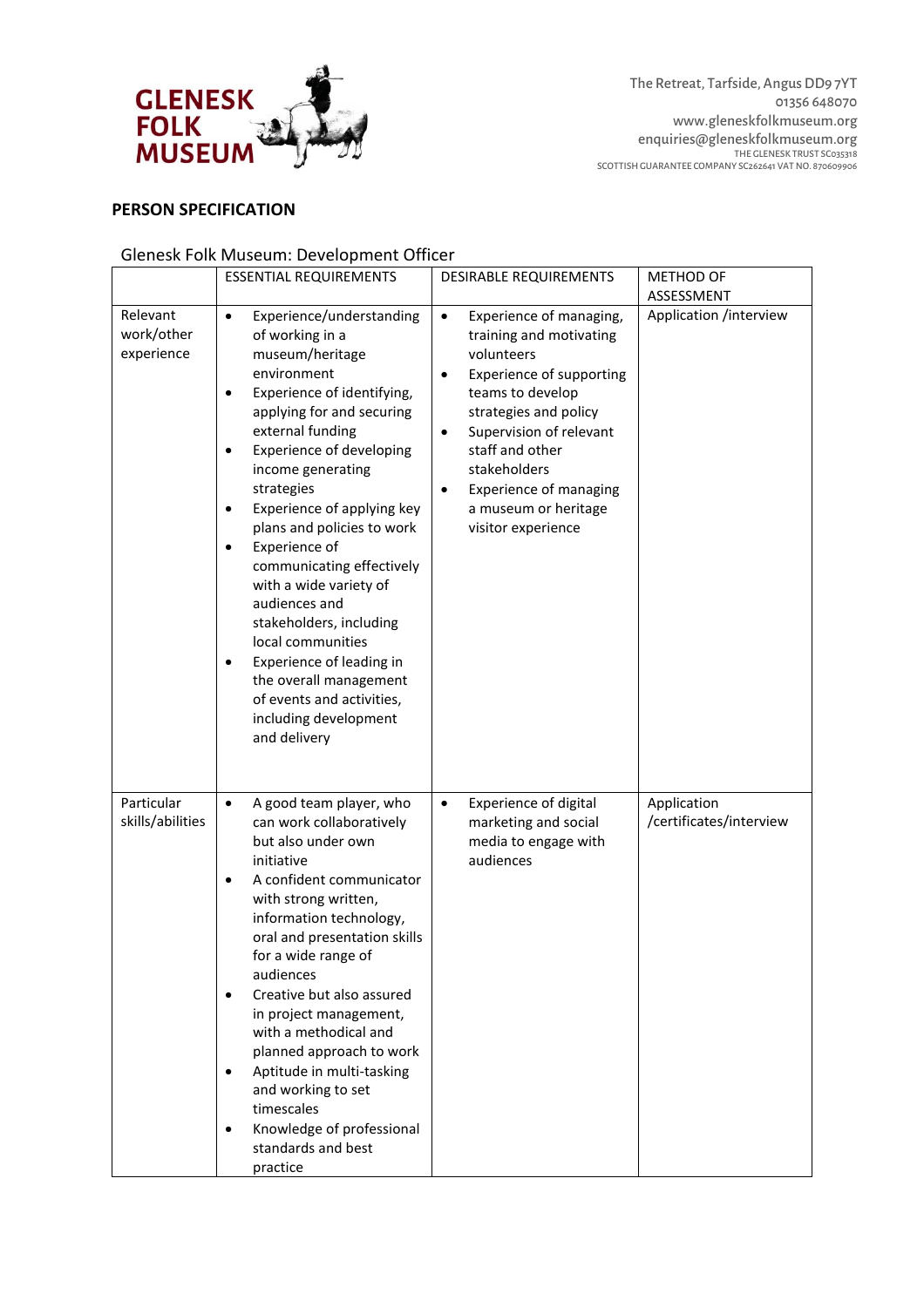GLENESK FOLK MUSEUM

The Retreat, Tarfside, Angus DD9 7YT
01356 648070
www.gleneskfolkmuseum.org
enquiries@gleneskfolkmuseum.org
THE GLENESK TRUST SC035318
SCOTTISH GUARANTEE COMPANY SC262641 VAT NO. 870609906

## PERSON SPECIFICATION

Glenesk Folk Museum: Development Officer

| | ESSENTIAL REQUIREMENTS | DESIRABLE REQUIREMENTS | METHOD OF ASSESSMENT |
|---|---|---|---|
| Relevant work/other experience | • Experience/understanding of working in a museum/heritage environment<br>• Experience of identifying, applying for and securing external funding<br>• Experience of developing income generating strategies<br>• Experience of applying key plans and policies to work<br>• Experience of communicating effectively with a wide variety of audiences and stakeholders, including local communities<br>• Experience of leading in the overall management of events and activities, including development and delivery | • Experience of managing, training and motivating volunteers<br>• Experience of supporting teams to develop strategies and policy<br>• Supervision of relevant staff and other stakeholders<br>• Experience of managing a museum or heritage visitor experience | Application /interview |
| Particular skills/abilities | • A good team player, who can work collaboratively but also under own initiative<br>• A confident communicator with strong written, information technology, oral and presentation skills for a wide range of audiences<br>• Creative but also assured in project management, with a methodical and planned approach to work<br>• Aptitude in multi-tasking and working to set timescales<br>• Knowledge of professional standards and best practice | • Experience of digital marketing and social media to engage with audiences | Application /certificates/interview |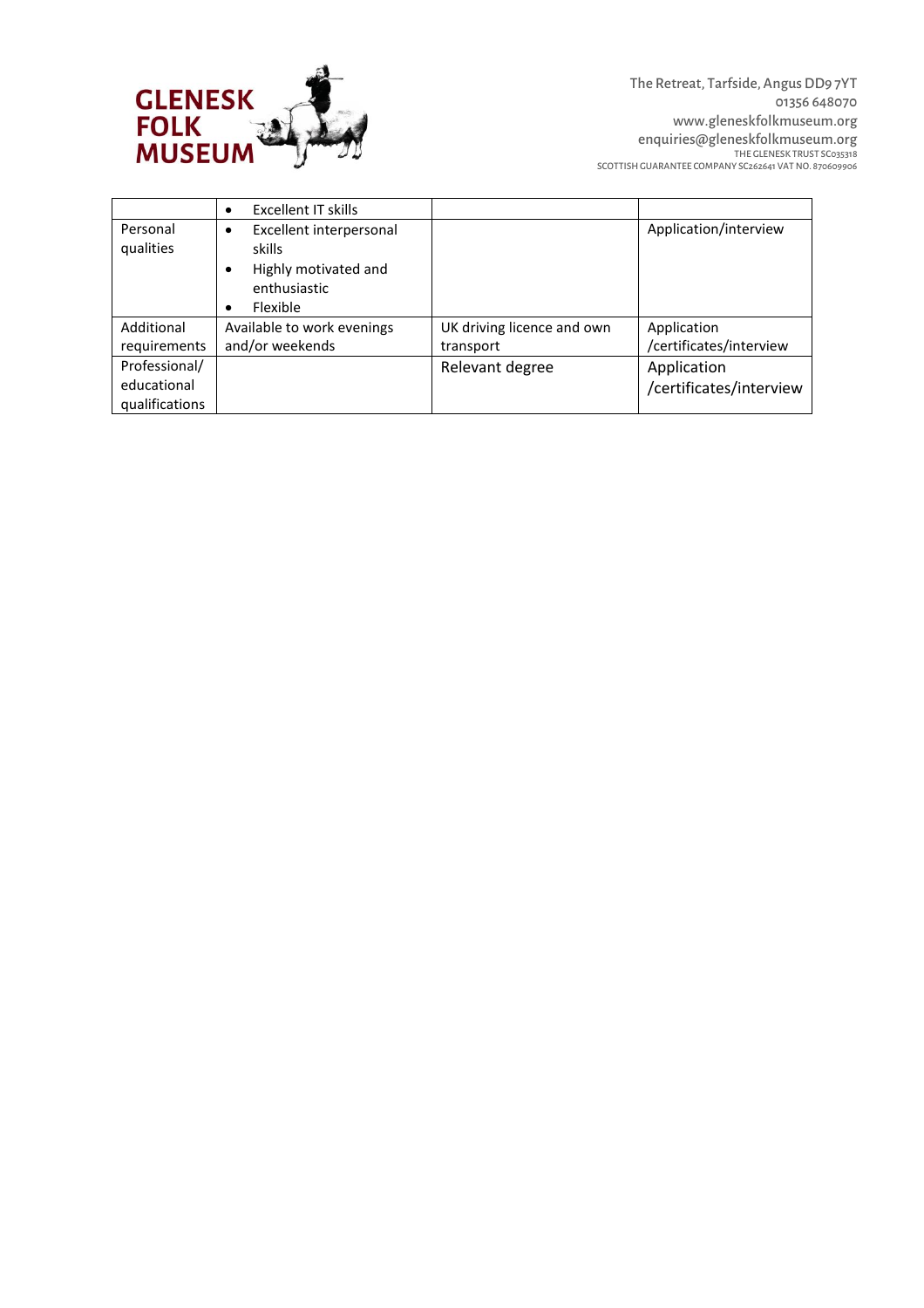GLENESK FOLK MUSEUM

The Retreat, Tarfside, Angus DD9 7YT
01356 648070
www.gleneskfolkmuseum.org
enquiries@gleneskfolkmuseum.org
THE GLENESK TRUST SC035318
SCOTTISH GUARANTEE COMPANY SC262641 VAT NO. 870609906

| | | | |
|---|---|---|---|
| | • Excellent IT skills | | |
| Personal qualities | • Excellent interpersonal skills<br>• Highly motivated and enthusiastic<br>• Flexible | | Application/interview |
| Additional requirements | Available to work evenings and/or weekends | UK driving licence and own transport | Application /certificates/interview |
| Professional/ educational qualifications | | Relevant degree | Application /certificates/interview |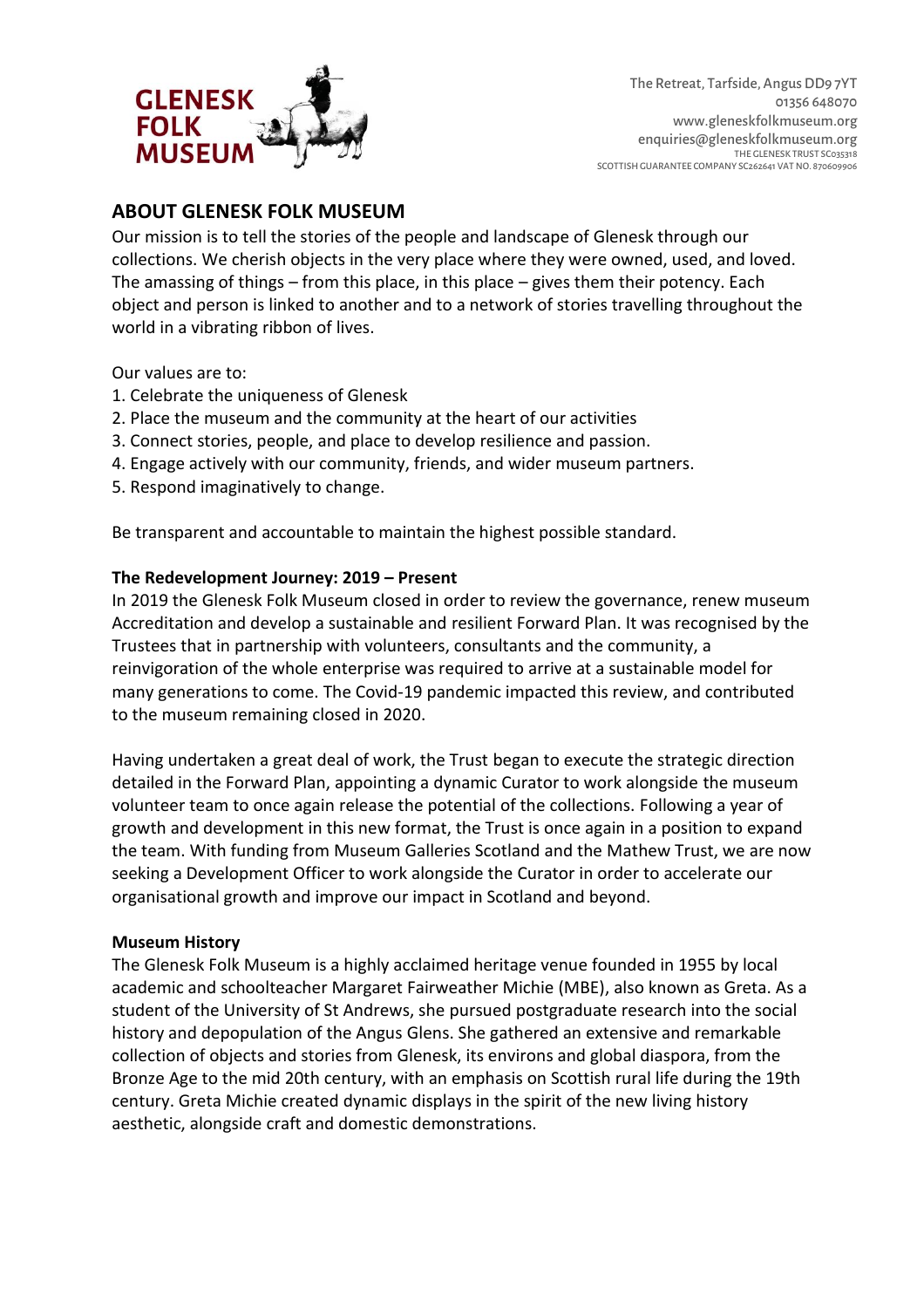GLENESK FOLK MUSEUM

The Retreat, Tarfside, Angus DD9 7YT
01356 648070
www.gleneskfolkmuseum.org
enquiries@gleneskfolkmuseum.org
THE GLENESK TRUST SC035318
SCOTTISH GUARANTEE COMPANY SC262641 VAT NO. 870609906

## ABOUT GLENESK FOLK MUSEUM

Our mission is to tell the stories of the people and landscape of Glenesk through our collections. We cherish objects in the very place where they were owned, used, and loved. The amassing of things – from this place, in this place – gives them their potency. Each object and person is linked to another and to a network of stories travelling throughout the world in a vibrating ribbon of lives.

Our values are to:

1. Celebrate the uniqueness of Glenesk
2. Place the museum and the community at the heart of our activities
3. Connect stories, people, and place to develop resilience and passion.
4. Engage actively with our community, friends, and wider museum partners.
5. Respond imaginatively to change.

Be transparent and accountable to maintain the highest possible standard.

### The Redevelopment Journey: 2019 – Present

In 2019 the Glenesk Folk Museum closed in order to review the governance, renew museum Accreditation and develop a sustainable and resilient Forward Plan. It was recognised by the Trustees that in partnership with volunteers, consultants and the community, a reinvigoration of the whole enterprise was required to arrive at a sustainable model for many generations to come. The Covid-19 pandemic impacted this review, and contributed to the museum remaining closed in 2020.

Having undertaken a great deal of work, the Trust began to execute the strategic direction detailed in the Forward Plan, appointing a dynamic Curator to work alongside the museum volunteer team to once again release the potential of the collections. Following a year of growth and development in this new format, the Trust is once again in a position to expand the team. With funding from Museum Galleries Scotland and the Mathew Trust, we are now seeking a Development Officer to work alongside the Curator in order to accelerate our organisational growth and improve our impact in Scotland and beyond.

### Museum History

The Glenesk Folk Museum is a highly acclaimed heritage venue founded in 1955 by local academic and schoolteacher Margaret Fairweather Michie (MBE), also known as Greta. As a student of the University of St Andrews, she pursued postgraduate research into the social history and depopulation of the Angus Glens. She gathered an extensive and remarkable collection of objects and stories from Glenesk, its environs and global diaspora, from the Bronze Age to the mid 20th century, with an emphasis on Scottish rural life during the 19th century. Greta Michie created dynamic displays in the spirit of the new living history aesthetic, alongside craft and domestic demonstrations.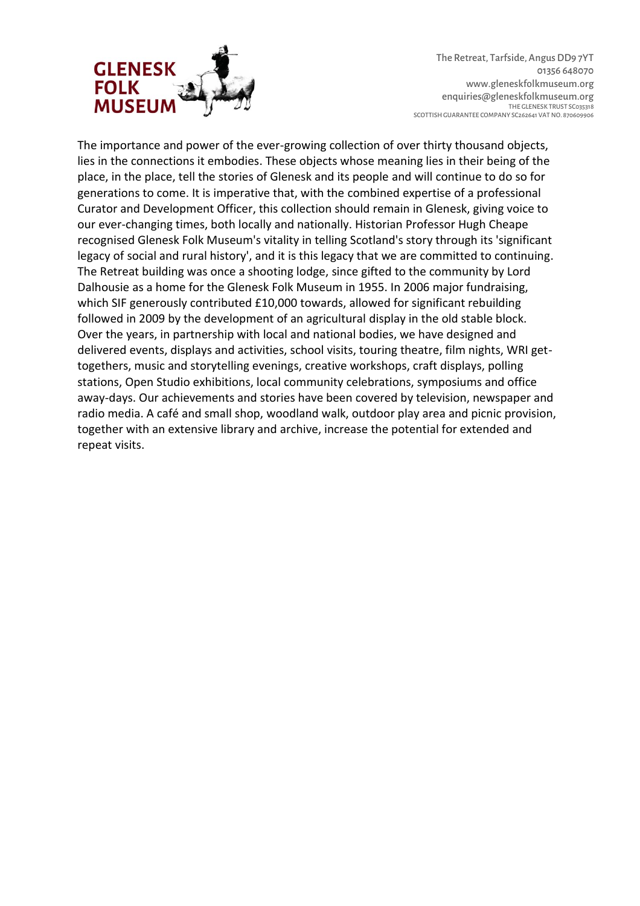The importance and power of the ever-growing collection of over thirty thousand objects, lies in the connections it embodies. These objects whose meaning lies in their being of the place, in the place, tell the stories of Glenesk and its people and will continue to do so for generations to come. It is imperative that, with the combined expertise of a professional Curator and Development Officer, this collection should remain in Glenesk, giving voice to our ever-changing times, both locally and nationally. Historian Professor Hugh Cheape recognised Glenesk Folk Museum's vitality in telling Scotland's story through its 'significant legacy of social and rural history', and it is this legacy that we are committed to continuing. The Retreat building was once a shooting lodge, since gifted to the community by Lord Dalhousie as a home for the Glenesk Folk Museum in 1955. In 2006 major fundraising, which SIF generously contributed £10,000 towards, allowed for significant rebuilding followed in 2009 by the development of an agricultural display in the old stable block. Over the years, in partnership with local and national bodies, we have designed and delivered events, displays and activities, school visits, touring theatre, film nights, WRI get-togethers, music and storytelling evenings, creative workshops, craft displays, polling stations, Open Studio exhibitions, local community celebrations, symposiums and office away-days. Our achievements and stories have been covered by television, newspaper and radio media. A café and small shop, woodland walk, outdoor play area and picnic provision, together with an extensive library and archive, increase the potential for extended and repeat visits.